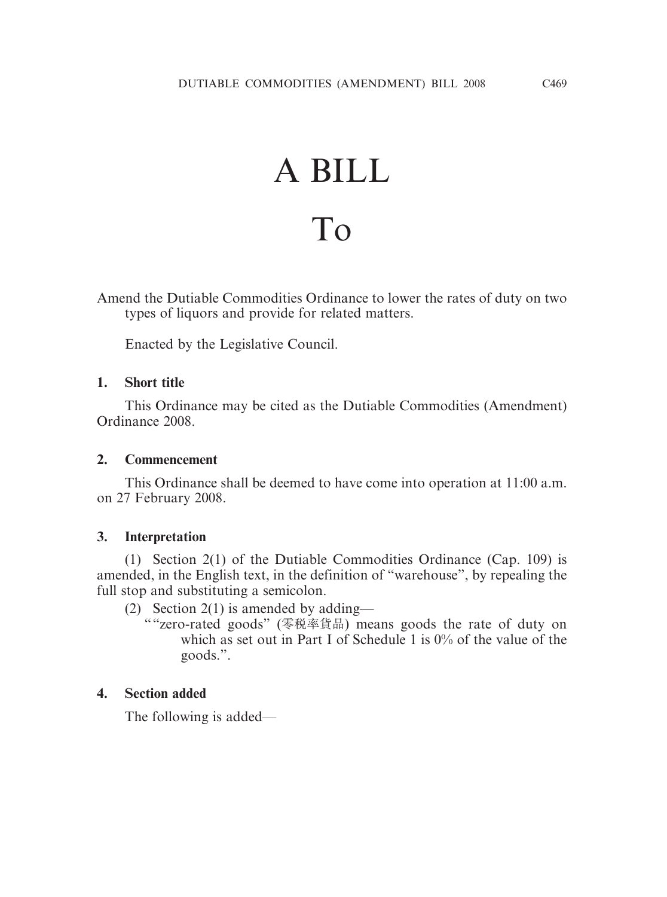# A BILL

# To

Amend the Dutiable Commodities Ordinance to lower the rates of duty on two types of liquors and provide for related matters.

Enacted by the Legislative Council.

**1. Short title**

This Ordinance may be cited as the Dutiable Commodities (Amendment) Ordinance 2008.

**2. Commencement**

This Ordinance shall be deemed to have come into operation at 11:00 a.m. on 27 February 2008.

**3. Interpretation**

(1) Section 2(1) of the Dutiable Commodities Ordinance (Cap. 109) is amended, in the English text, in the definition of "warehouse", by repealing the full stop and substituting a semicolon.

(2) Section 2(1) is amended by adding—

""zero-rated goods" (零税率貨品) means goods the rate of duty on which as set out in Part I of Schedule 1 is 0% of the value of the goods.".

**4. Section added**

The following is added—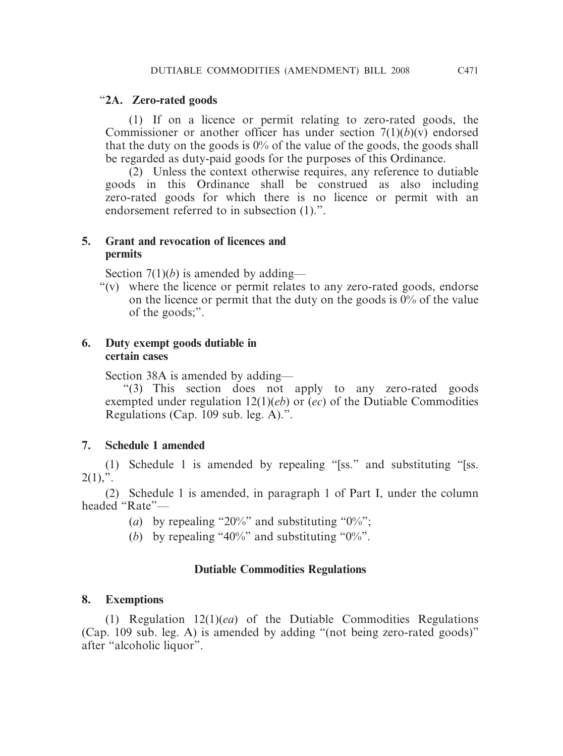"**2A. Zero-rated goods**

(1) If on a licence or permit relating to zero-rated goods, the Commissioner or another officer has under section 7(1)(*b*)(v) endorsed that the duty on the goods is 0% of the value of the goods, the goods shall be regarded as duty-paid goods for the purposes of this Ordinance.

(2) Unless the context otherwise requires, any reference to dutiable goods in this Ordinance shall be construed as also including zero-rated goods for which there is no licence or permit with an endorsement referred to in subsection (1).".

**5. Grant and revocation of licences and permits**

Section 7(1)(*b*) is amended by adding—

"(v) where the licence or permit relates to any zero-rated goods, endorse on the licence or permit that the duty on the goods is 0% of the value of the goods;".

**6. Duty exempt goods dutiable in certain cases**

Section 38A is amended by adding—

"(3) This section does not apply to any zero-rated goods exempted under regulation 12(1)(*eb*) or (*ec*) of the Dutiable Commodities Regulations (Cap. 109 sub. leg. A).".

**7. Schedule 1 amended**

(1) Schedule 1 is amended by repealing "[ss." and substituting "[ss. 2(1),".

(2) Schedule 1 is amended, in paragraph 1 of Part I, under the column headed "Rate"—

(*a*) by repealing "20%" and substituting "0%";

(*b*) by repealing "40%" and substituting "0%".

## Dutiable Commodities Regulations

**8. Exemptions**

(1) Regulation 12(1)(*ea*) of the Dutiable Commodities Regulations (Cap. 109 sub. leg. A) is amended by adding "(not being zero-rated goods)" after "alcoholic liquor".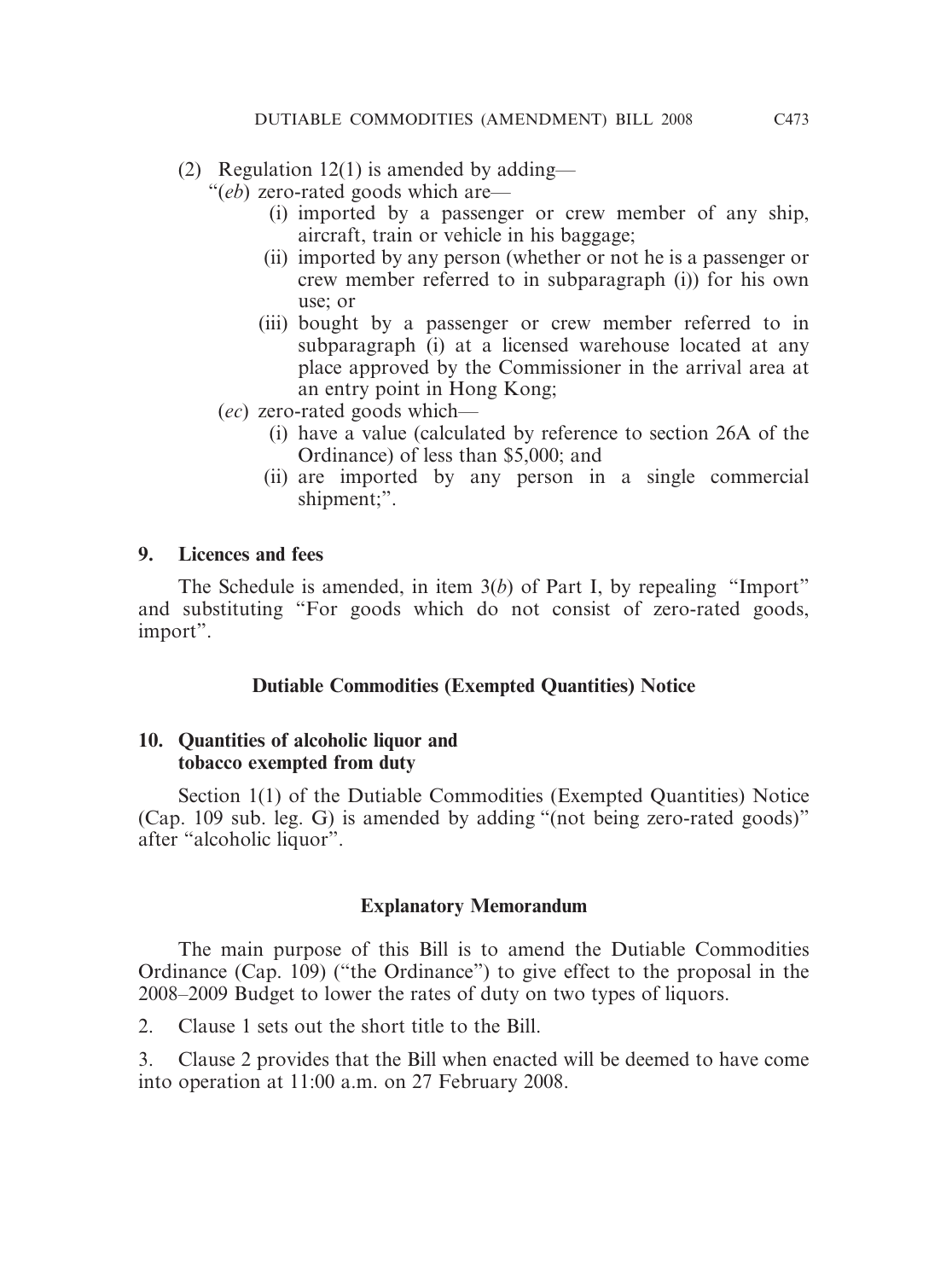(2) Regulation 12(1) is amended by adding—

"(*eb*) zero-rated goods which are—

(i) imported by a passenger or crew member of any ship, aircraft, train or vehicle in his baggage;

(ii) imported by any person (whether or not he is a passenger or crew member referred to in subparagraph (i)) for his own use; or

(iii) bought by a passenger or crew member referred to in subparagraph (i) at a licensed warehouse located at any place approved by the Commissioner in the arrival area at an entry point in Hong Kong;

(*ec*) zero-rated goods which—

(i) have a value (calculated by reference to section 26A of the Ordinance) of less than $5,000; and

(ii) are imported by any person in a single commercial shipment;".

**9. Licences and fees**

The Schedule is amended, in item 3(*b*) of Part I, by repealing "Import" and substituting "For goods which do not consist of zero-rated goods, import".

**Dutiable Commodities (Exempted Quantities) Notice**

**10. Quantities of alcoholic liquor and tobacco exempted from duty**

Section 1(1) of the Dutiable Commodities (Exempted Quantities) Notice (Cap. 109 sub. leg. G) is amended by adding "(not being zero-rated goods)" after "alcoholic liquor".

## Explanatory Memorandum

The main purpose of this Bill is to amend the Dutiable Commodities Ordinance (Cap. 109) ("the Ordinance") to give effect to the proposal in the 2008–2009 Budget to lower the rates of duty on two types of liquors.

2. Clause 1 sets out the short title to the Bill.

3. Clause 2 provides that the Bill when enacted will be deemed to have come into operation at 11:00 a.m. on 27 February 2008.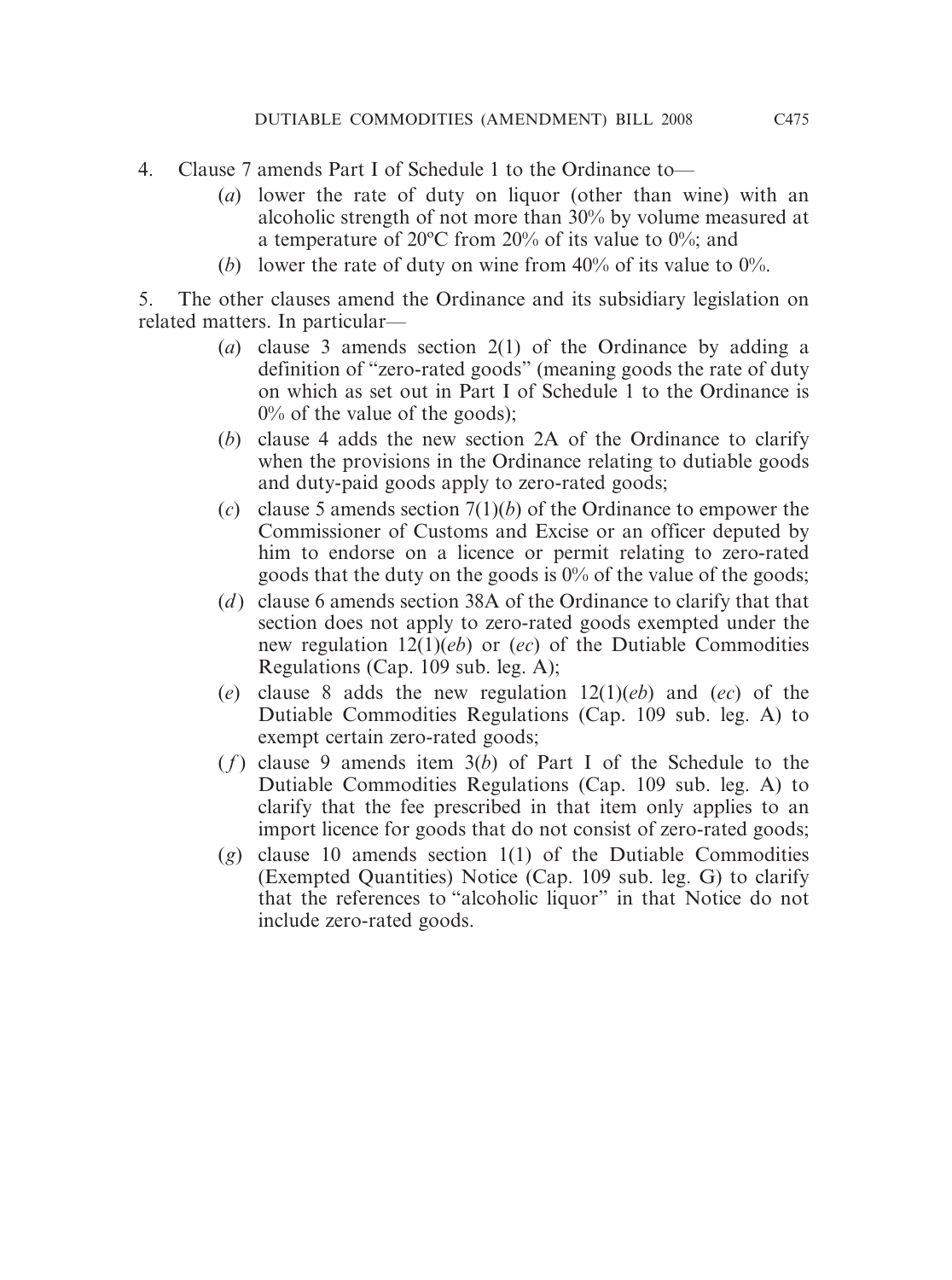4. Clause 7 amends Part I of Schedule 1 to the Ordinance to—

   (*a*) lower the rate of duty on liquor (other than wine) with an alcoholic strength of not more than 30% by volume measured at a temperature of 20ºC from 20% of its value to 0%; and

   (*b*) lower the rate of duty on wine from 40% of its value to 0%.

5. The other clauses amend the Ordinance and its subsidiary legislation on related matters. In particular—

   (*a*) clause 3 amends section 2(1) of the Ordinance by adding a definition of "zero-rated goods" (meaning goods the rate of duty on which as set out in Part I of Schedule 1 to the Ordinance is 0% of the value of the goods);

   (*b*) clause 4 adds the new section 2A of the Ordinance to clarify when the provisions in the Ordinance relating to dutiable goods and duty-paid goods apply to zero-rated goods;

   (*c*) clause 5 amends section 7(1)(*b*) of the Ordinance to empower the Commissioner of Customs and Excise or an officer deputed by him to endorse on a licence or permit relating to zero-rated goods that the duty on the goods is 0% of the value of the goods;

   (*d*) clause 6 amends section 38A of the Ordinance to clarify that that section does not apply to zero-rated goods exempted under the new regulation 12(1)(*eb*) or (*ec*) of the Dutiable Commodities Regulations (Cap. 109 sub. leg. A);

   (*e*) clause 8 adds the new regulation 12(1)(*eb*) and (*ec*) of the Dutiable Commodities Regulations (Cap. 109 sub. leg. A) to exempt certain zero-rated goods;

   (*f*) clause 9 amends item 3(*b*) of Part I of the Schedule to the Dutiable Commodities Regulations (Cap. 109 sub. leg. A) to clarify that the fee prescribed in that item only applies to an import licence for goods that do not consist of zero-rated goods;

   (*g*) clause 10 amends section 1(1) of the Dutiable Commodities (Exempted Quantities) Notice (Cap. 109 sub. leg. G) to clarify that the references to "alcoholic liquor" in that Notice do not include zero-rated goods.